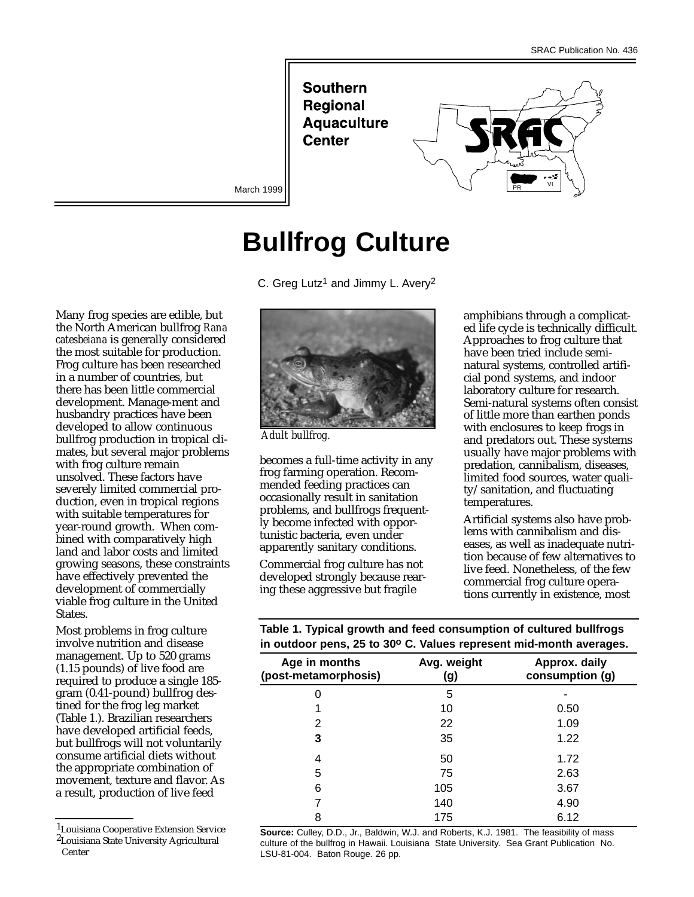SRAC Publication No. 436

**Southern Regional Aquaculture Center**

March 1999

# Bullfrog Culture

C. Greg Lutz[1] and Jimmy L. Avery[2]

Many frog species are edible, but the North American bullfrog *Rana catesbeiana* is generally considered the most suitable for production. Frog culture has been researched in a number of countries, but there has been little commercial development. Manage-ment and husbandry practices have been developed to allow continuous bullfrog production in tropical climates, but several major problems with frog culture remain unsolved. These factors have severely limited commercial production, even in tropical regions with suitable temperatures for year-round growth. When combined with comparatively high land and labor costs and limited growing seasons, these constraints have effectively prevented the development of commercially viable frog culture in the United States.

Most problems in frog culture involve nutrition and disease management. Up to 520 grams (1.15 pounds) of live food are required to produce a single 185-gram (0.41-pound) bullfrog destined for the frog leg market (Table 1.). Brazilian researchers have developed artificial feeds, but bullfrogs will not voluntarily consume artificial diets without the appropriate combination of movement, texture and flavor. As a result, production of live feed becomes a full-time activity in any frog farming operation. Recommended feeding practices can occasionally result in sanitation problems, and bullfrogs frequently become infected with opportunistic bacteria, even under apparently sanitary conditions.

*Adult bullfrog.*

Commercial frog culture has not developed strongly because rearing these aggressive but fragile amphibians through a complicated life cycle is technically difficult. Approaches to frog culture that have been tried include semi-natural systems, controlled artificial pond systems, and indoor laboratory culture for research. Semi-natural systems often consist of little more than earthen ponds with enclosures to keep frogs in and predators out. These systems usually have major problems with predation, cannibalism, diseases, limited food sources, water quality/sanitation, and fluctuating temperatures.

Artificial systems also have problems with cannibalism and diseases, as well as inadequate nutrition because of few alternatives to live feed. Nonetheless, of the few commercial frog culture operations currently in existence, most

**Table 1. Typical growth and feed consumption of cultured bullfrogs in outdoor pens, 25 to 30º C. Values represent mid-month averages.**

| Age in months (post-metamorphosis) | Avg. weight (g) | Approx. daily consumption (g) |
|---|---|---|
| 0 | 5 | - |
| 1 | 10 | 0.50 |
| 2 | 22 | 1.09 |
| **3** | 35 | 1.22 |
| 4 | 50 | 1.72 |
| 5 | 75 | 2.63 |
| 6 | 105 | 3.67 |
| 7 | 140 | 4.90 |
| 8 | 175 | 6.12 |

**Source:** Culley, D.D., Jr., Baldwin, W.J. and Roberts, K.J. 1981. The feasibility of mass culture of the bullfrog in Hawaii. Louisiana State University. Sea Grant Publication No. LSU-81-004. Baton Rouge. 26 pp.

[1] Louisiana Cooperative Extension Service
[2] Louisiana State University Agricultural Center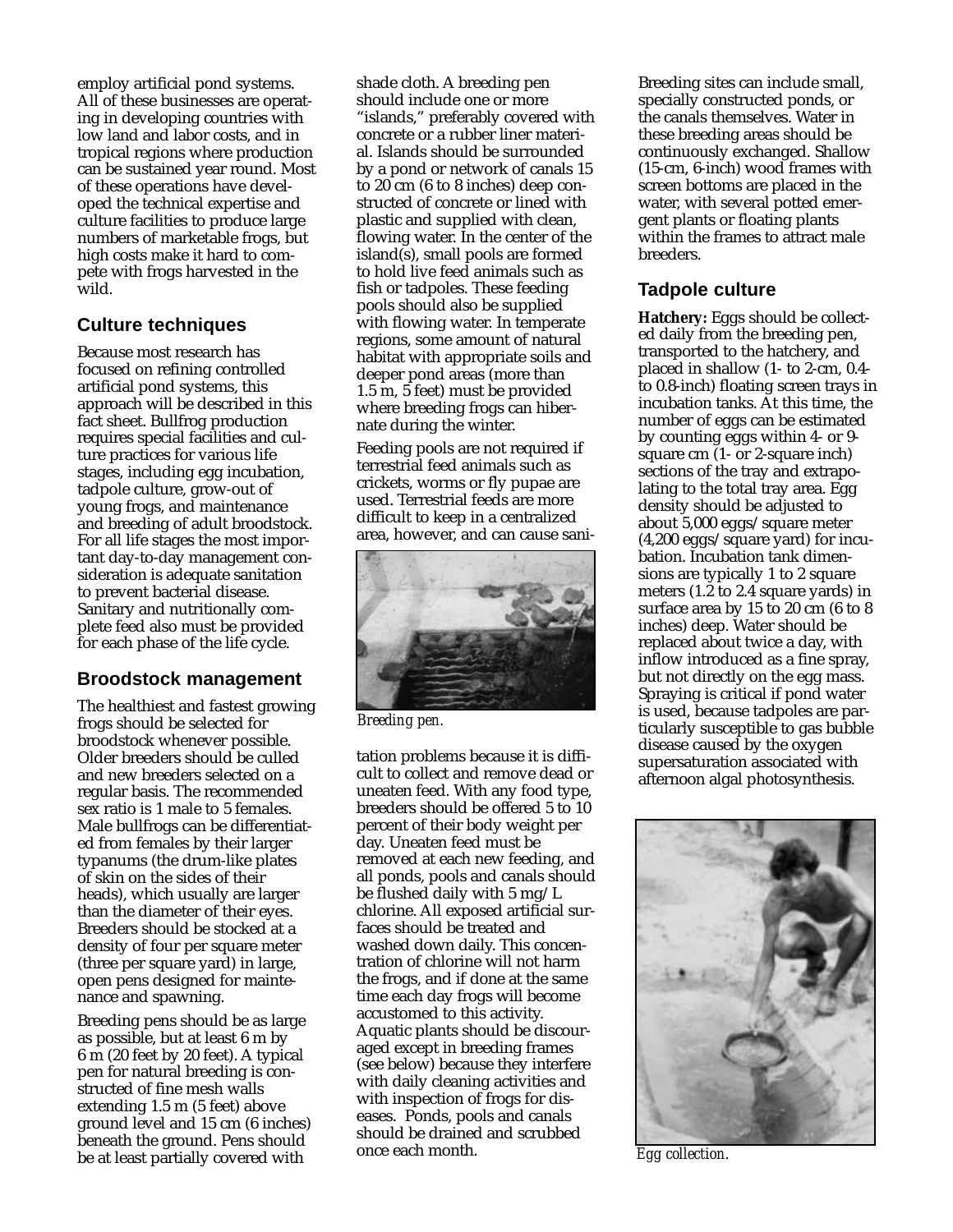employ artificial pond systems. All of these businesses are operating in developing countries with low land and labor costs, and in tropical regions where production can be sustained year round. Most of these operations have developed the technical expertise and culture facilities to produce large numbers of marketable frogs, but high costs make it hard to compete with frogs harvested in the wild.

## Culture techniques

Because most research has focused on refining controlled artificial pond systems, this approach will be described in this fact sheet. Bullfrog production requires special facilities and culture practices for various life stages, including egg incubation, tadpole culture, grow-out of young frogs, and maintenance and breeding of adult broodstock. For all life stages the most important day-to-day management consideration is adequate sanitation to prevent bacterial disease. Sanitary and nutritionally complete feed also must be provided for each phase of the life cycle.

## Broodstock management

The healthiest and fastest growing frogs should be selected for broodstock whenever possible. Older breeders should be culled and new breeders selected on a regular basis. The recommended sex ratio is 1 male to 5 females. Male bullfrogs can be differentiated from females by their larger typanums (the drum-like plates of skin on the sides of their heads), which usually are larger than the diameter of their eyes. Breeders should be stocked at a density of four per square meter (three per square yard) in large, open pens designed for maintenance and spawning.

Breeding pens should be as large as possible, but at least 6 m by 6 m (20 feet by 20 feet). A typical pen for natural breeding is constructed of fine mesh walls extending 1.5 m (5 feet) above ground level and 15 cm (6 inches) beneath the ground. Pens should be at least partially covered with shade cloth. A breeding pen should include one or more "islands," preferably covered with concrete or a rubber liner material. Islands should be surrounded by a pond or network of canals 15 to 20 cm (6 to 8 inches) deep constructed of concrete or lined with plastic and supplied with clean, flowing water. In the center of the island(s), small pools are formed to hold live feed animals such as fish or tadpoles. These feeding pools should also be supplied with flowing water. In temperate regions, some amount of natural habitat with appropriate soils and deeper pond areas (more than 1.5 m, 5 feet) must be provided where breeding frogs can hibernate during the winter.

Feeding pools are not required if terrestrial feed animals such as crickets, worms or fly pupae are used. Terrestrial feeds are more difficult to keep in a centralized area, however, and can cause sanitation problems because it is difficult to collect and remove dead or uneaten feed. With any food type, breeders should be offered 5 to 10 percent of their body weight per day. Uneaten feed must be removed at each new feeding, and all ponds, pools and canals should be flushed daily with 5 mg/L chlorine. All exposed artificial surfaces should be treated and washed down daily. This concentration of chlorine will not harm the frogs, and if done at the same time each day frogs will become accustomed to this activity. Aquatic plants should be discouraged except in breeding frames (see below) because they interfere with daily cleaning activities and with inspection of frogs for diseases. Ponds, pools and canals should be drained and scrubbed once each month.

*Breeding pen.*

Breeding sites can include small, specially constructed ponds, or the canals themselves. Water in these breeding areas should be continuously exchanged. Shallow (15-cm, 6-inch) wood frames with screen bottoms are placed in the water, with several potted emergent plants or floating plants within the frames to attract male breeders.

## Tadpole culture

**Hatchery:** Eggs should be collected daily from the breeding pen, transported to the hatchery, and placed in shallow (1- to 2-cm, 0.4- to 0.8-inch) floating screen trays in incubation tanks. At this time, the number of eggs can be estimated by counting eggs within 4- or 9-square cm (1- or 2-square inch) sections of the tray and extrapolating to the total tray area. Egg density should be adjusted to about 5,000 eggs/square meter (4,200 eggs/square yard) for incubation. Incubation tank dimensions are typically 1 to 2 square meters (1.2 to 2.4 square yards) in surface area by 15 to 20 cm (6 to 8 inches) deep. Water should be replaced about twice a day, with inflow introduced as a fine spray, but not directly on the egg mass. Spraying is critical if pond water is used, because tadpoles are particularly susceptible to gas bubble disease caused by the oxygen supersaturation associated with afternoon algal photosynthesis.

*Egg collection.*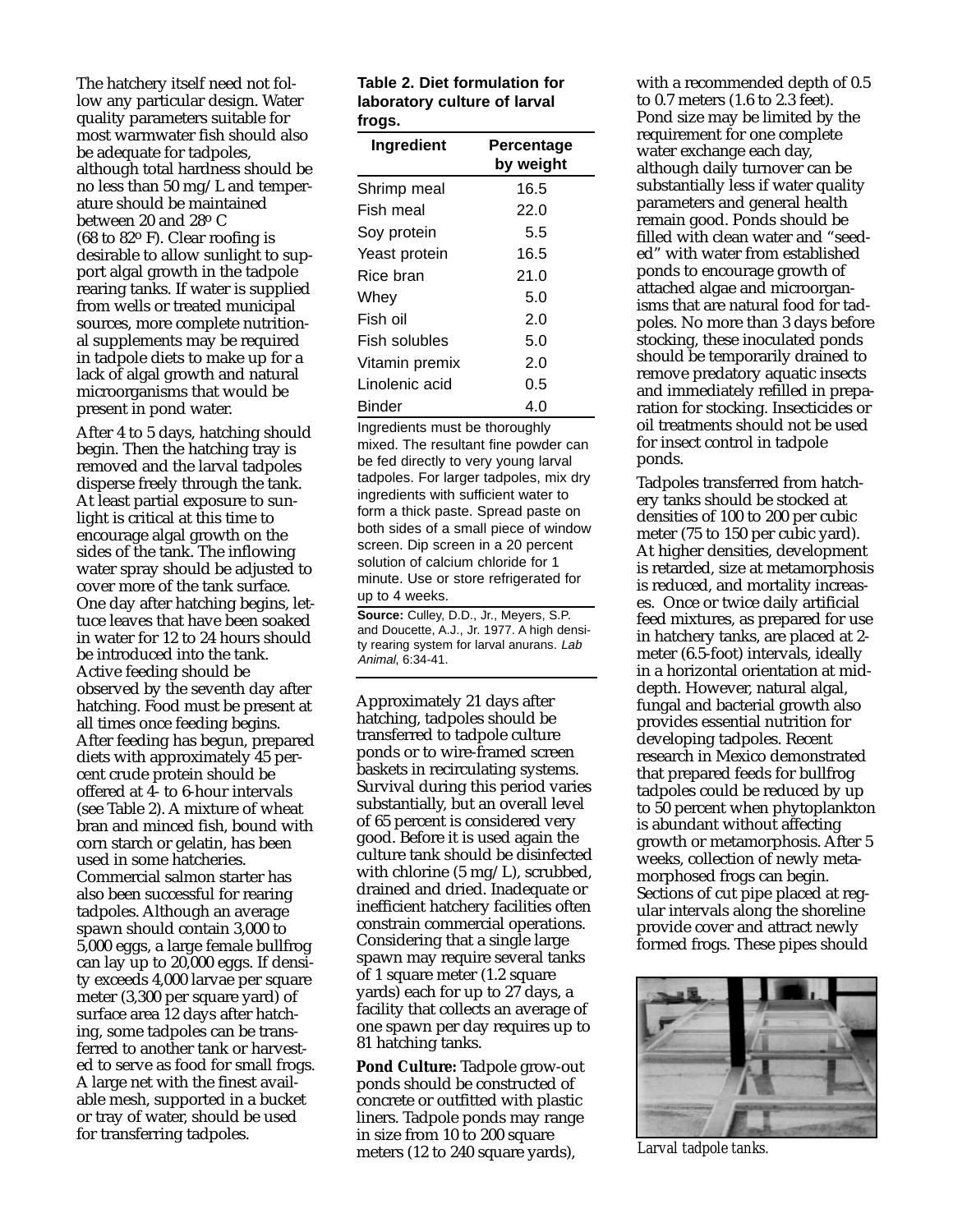The hatchery itself need not follow any particular design. Water quality parameters suitable for most warmwater fish should also be adequate for tadpoles, although total hardness should be no less than 50 mg/L and temperature should be maintained between 20 and 28º C (68 to 82º F). Clear roofing is desirable to allow sunlight to support algal growth in the tadpole rearing tanks. If water is supplied from wells or treated municipal sources, more complete nutritional supplements may be required in tadpole diets to make up for a lack of algal growth and natural microorganisms that would be present in pond water.

After 4 to 5 days, hatching should begin. Then the hatching tray is removed and the larval tadpoles disperse freely through the tank. At least partial exposure to sunlight is critical at this time to encourage algal growth on the sides of the tank. The inflowing water spray should be adjusted to cover more of the tank surface. One day after hatching begins, lettuce leaves that have been soaked in water for 12 to 24 hours should be introduced into the tank. Active feeding should be observed by the seventh day after hatching. Food must be present at all times once feeding begins. After feeding has begun, prepared diets with approximately 45 percent crude protein should be offered at 4- to 6-hour intervals (see Table 2). A mixture of wheat bran and minced fish, bound with corn starch or gelatin, has been used in some hatcheries. Commercial salmon starter has also been successful for rearing tadpoles. Although an average spawn should contain 3,000 to 5,000 eggs, a large female bullfrog can lay up to 20,000 eggs. If density exceeds 4,000 larvae per square meter (3,300 per square yard) of surface area 12 days after hatching, some tadpoles can be transferred to another tank or harvested to serve as food for small frogs. A large net with the finest available mesh, supported in a bucket or tray of water, should be used for transferring tadpoles.

**Table 2. Diet formulation for laboratory culture of larval frogs.**

| Ingredient | Percentage by weight |
|---|---|
| Shrimp meal | 16.5 |
| Fish meal | 22.0 |
| Soy protein | 5.5 |
| Yeast protein | 16.5 |
| Rice bran | 21.0 |
| Whey | 5.0 |
| Fish oil | 2.0 |
| Fish solubles | 5.0 |
| Vitamin premix | 2.0 |
| Linolenic acid | 0.5 |
| Binder | 4.0 |

Ingredients must be thoroughly mixed. The resultant fine powder can be fed directly to very young larval tadpoles. For larger tadpoles, mix dry ingredients with sufficient water to form a thick paste. Spread paste on both sides of a small piece of window screen. Dip screen in a 20 percent solution of calcium chloride for 1 minute. Use or store refrigerated for up to 4 weeks.

**Source:** Culley, D.D., Jr., Meyers, S.P. and Doucette, A.J., Jr. 1977. A high density rearing system for larval anurans. *Lab Animal*, 6:34-41.

Approximately 21 days after hatching, tadpoles should be transferred to tadpole culture ponds or to wire-framed screen baskets in recirculating systems. Survival during this period varies substantially, but an overall level of 65 percent is considered very good. Before it is used again the culture tank should be disinfected with chlorine (5 mg/L), scrubbed, drained and dried. Inadequate or inefficient hatchery facilities often constrain commercial operations. Considering that a single large spawn may require several tanks of 1 square meter (1.2 square yards) each for up to 27 days, a facility that collects an average of one spawn per day requires up to 81 hatching tanks.

**Pond Culture:** Tadpole grow-out ponds should be constructed of concrete or outfitted with plastic liners. Tadpole ponds may range in size from 10 to 200 square meters (12 to 240 square yards), with a recommended depth of 0.5 to 0.7 meters (1.6 to 2.3 feet). Pond size may be limited by the requirement for one complete water exchange each day, although daily turnover can be substantially less if water quality parameters and general health remain good. Ponds should be filled with clean water and "seeded" with water from established ponds to encourage growth of attached algae and microorganisms that are natural food for tadpoles. No more than 3 days before stocking, these inoculated ponds should be temporarily drained to remove predatory aquatic insects and immediately refilled in preparation for stocking. Insecticides or oil treatments should not be used for insect control in tadpole ponds.

Tadpoles transferred from hatchery tanks should be stocked at densities of 100 to 200 per cubic meter (75 to 150 per cubic yard). At higher densities, development is retarded, size at metamorphosis is reduced, and mortality increases. Once or twice daily artificial feed mixtures, as prepared for use in hatchery tanks, are placed at 2-meter (6.5-foot) intervals, ideally in a horizontal orientation at mid-depth. However, natural algal, fungal and bacterial growth also provides essential nutrition for developing tadpoles. Recent research in Mexico demonstrated that prepared feeds for bullfrog tadpoles could be reduced by up to 50 percent when phytoplankton is abundant without affecting growth or metamorphosis. After 5 weeks, collection of newly metamorphosed frogs can begin. Sections of cut pipe placed at regular intervals along the shoreline provide cover and attract newly formed frogs. These pipes should

*Larval tadpole tanks.*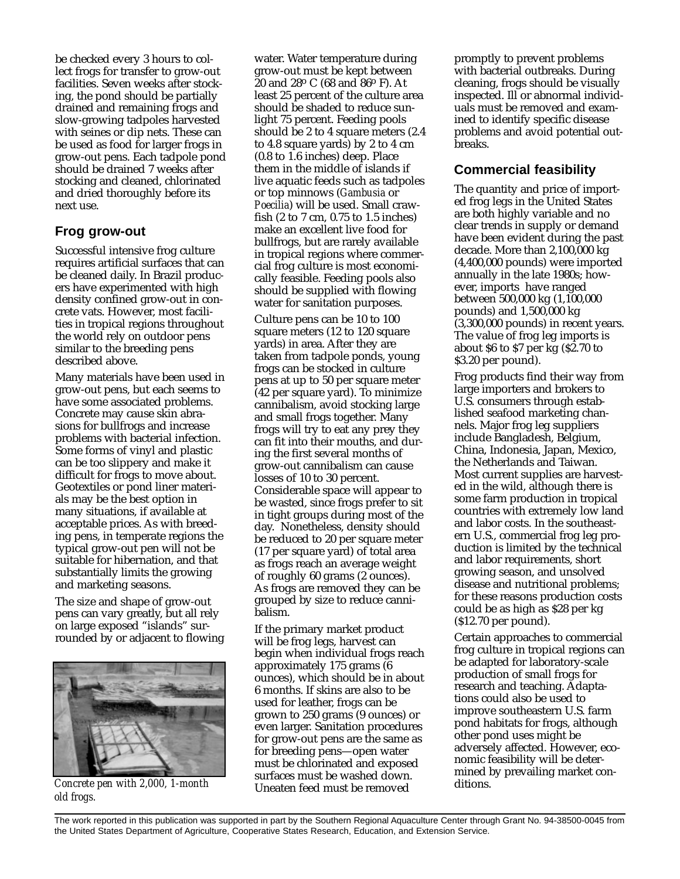be checked every 3 hours to collect frogs for transfer to grow-out facilities. Seven weeks after stocking, the pond should be partially drained and remaining frogs and slow-growing tadpoles harvested with seines or dip nets. These can be used as food for larger frogs in grow-out pens. Each tadpole pond should be drained 7 weeks after stocking and cleaned, chlorinated and dried thoroughly before its next use.

## Frog grow-out

Successful intensive frog culture requires artificial surfaces that can be cleaned daily. In Brazil producers have experimented with high density confined grow-out in concrete vats. However, most facilities in tropical regions throughout the world rely on outdoor pens similar to the breeding pens described above.

Many materials have been used in grow-out pens, but each seems to have some associated problems. Concrete may cause skin abrasions for bullfrogs and increase problems with bacterial infection. Some forms of vinyl and plastic can be too slippery and make it difficult for frogs to move about. Geotextiles or pond liner materials may be the best option in many situations, if available at acceptable prices. As with breeding pens, in temperate regions the typical grow-out pen will not be suitable for hibernation, and that substantially limits the growing and marketing seasons.

The size and shape of grow-out pens can vary greatly, but all rely on large exposed "islands" surrounded by or adjacent to flowing water. Water temperature during grow-out must be kept between 20 and 28º C (68 and 86º F). At least 25 percent of the culture area should be shaded to reduce sunlight 75 percent. Feeding pools should be 2 to 4 square meters (2.4 to 4.8 square yards) by 2 to 4 cm (0.8 to 1.6 inches) deep. Place them in the middle of islands if live aquatic feeds such as tadpoles or top minnows (*Gambusia* or *Poecilia*) will be used. Small crawfish (2 to 7 cm, 0.75 to 1.5 inches) make an excellent live food for bullfrogs, but are rarely available in tropical regions where commercial frog culture is most economically feasible. Feeding pools also should be supplied with flowing water for sanitation purposes.

*Concrete pen with 2,000, 1-month old frogs.*

Culture pens can be 10 to 100 square meters (12 to 120 square yards) in area. After they are taken from tadpole ponds, young frogs can be stocked in culture pens at up to 50 per square meter (42 per square yard). To minimize cannibalism, avoid stocking large and small frogs together. Many frogs will try to eat any prey they can fit into their mouths, and during the first several months of grow-out cannibalism can cause losses of 10 to 30 percent. Considerable space will appear to be wasted, since frogs prefer to sit in tight groups during most of the day. Nonetheless, density should be reduced to 20 per square meter (17 per square yard) of total area as frogs reach an average weight of roughly 60 grams (2 ounces). As frogs are removed they can be grouped by size to reduce cannibalism.

If the primary market product will be frog legs, harvest can begin when individual frogs reach approximately 175 grams (6 ounces), which should be in about 6 months. If skins are also to be used for leather, frogs can be grown to 250 grams (9 ounces) or even larger. Sanitation procedures for grow-out pens are the same as for breeding pens—open water must be chlorinated and exposed surfaces must be washed down. Uneaten feed must be removed promptly to prevent problems with bacterial outbreaks. During cleaning, frogs should be visually inspected. Ill or abnormal individuals must be removed and examined to identify specific disease problems and avoid potential outbreaks.

## Commercial feasibility

The quantity and price of imported frog legs in the United States are both highly variable and no clear trends in supply or demand have been evident during the past decade. More than 2,100,000 kg (4,400,000 pounds) were imported annually in the late 1980s; however, imports have ranged between 500,000 kg (1,100,000 pounds) and 1,500,000 kg (3,300,000 pounds) in recent years. The value of frog leg imports is about $6 to $7 per kg ($2.70 to $3.20 per pound).

Frog products find their way from large importers and brokers to U.S. consumers through established seafood marketing channels. Major frog leg suppliers include Bangladesh, Belgium, China, Indonesia, Japan, Mexico, the Netherlands and Taiwan. Most current supplies are harvested in the wild, although there is some farm production in tropical countries with extremely low land and labor costs. In the southeastern U.S., commercial frog leg production is limited by the technical and labor requirements, short growing season, and unsolved disease and nutritional problems; for these reasons production costs could be as high as $28 per kg ($12.70 per pound).

Certain approaches to commercial frog culture in tropical regions can be adapted for laboratory-scale production of small frogs for research and teaching. Adaptations could also be used to improve southeastern U.S. farm pond habitats for frogs, although other pond uses might be adversely affected. However, economic feasibility will be determined by prevailing market conditions.

The work reported in this publication was supported in part by the Southern Regional Aquaculture Center through Grant No. 94-38500-0045 from the United States Department of Agriculture, Cooperative States Research, Education, and Extension Service.